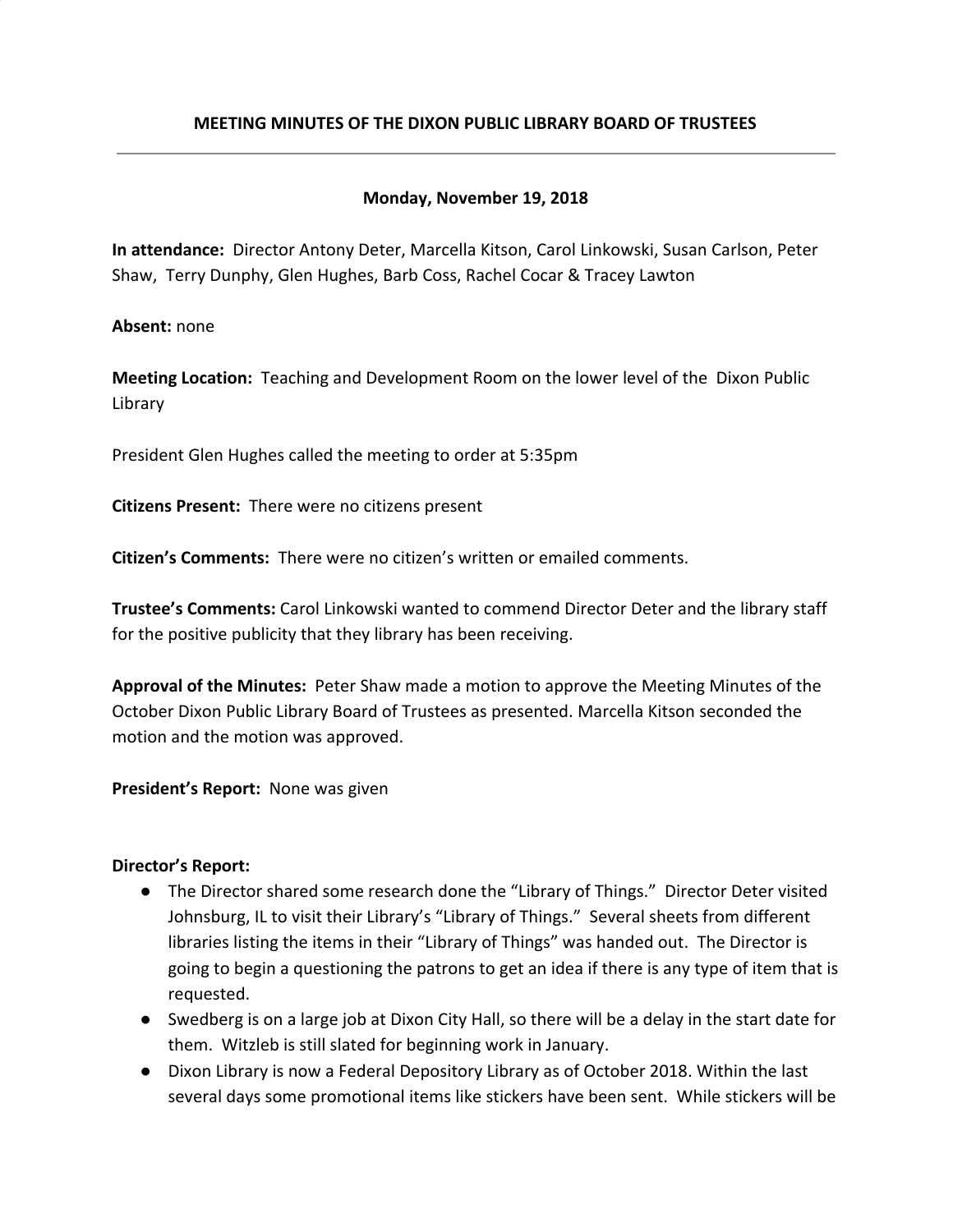# MEETING MINUTES OF THE DIXON PUBLIC LIBRARY BOARD OF TRUSTEES

**Monday, November 19, 2018**

**In attendance:** Director Antony Deter, Marcella Kitson, Carol Linkowski, Susan Carlson, Peter Shaw, Terry Dunphy, Glen Hughes, Barb Coss, Rachel Cocar & Tracey Lawton

**Absent:** none

**Meeting Location:** Teaching and Development Room on the lower level of the Dixon Public Library

President Glen Hughes called the meeting to order at 5:35pm

**Citizens Present:** There were no citizens present

**Citizen's Comments:** There were no citizen's written or emailed comments.

**Trustee's Comments:** Carol Linkowski wanted to commend Director Deter and the library staff for the positive publicity that they library has been receiving.

**Approval of the Minutes:** Peter Shaw made a motion to approve the Meeting Minutes of the October Dixon Public Library Board of Trustees as presented. Marcella Kitson seconded the motion and the motion was approved.

**President's Report:** None was given

**Director's Report:**

- The Director shared some research done the "Library of Things." Director Deter visited Johnsburg, IL to visit their Library's "Library of Things." Several sheets from different libraries listing the items in their "Library of Things" was handed out. The Director is going to begin a questioning the patrons to get an idea if there is any type of item that is requested.
- Swedberg is on a large job at Dixon City Hall, so there will be a delay in the start date for them. Witzleb is still slated for beginning work in January.
- Dixon Library is now a Federal Depository Library as of October 2018. Within the last several days some promotional items like stickers have been sent. While stickers will be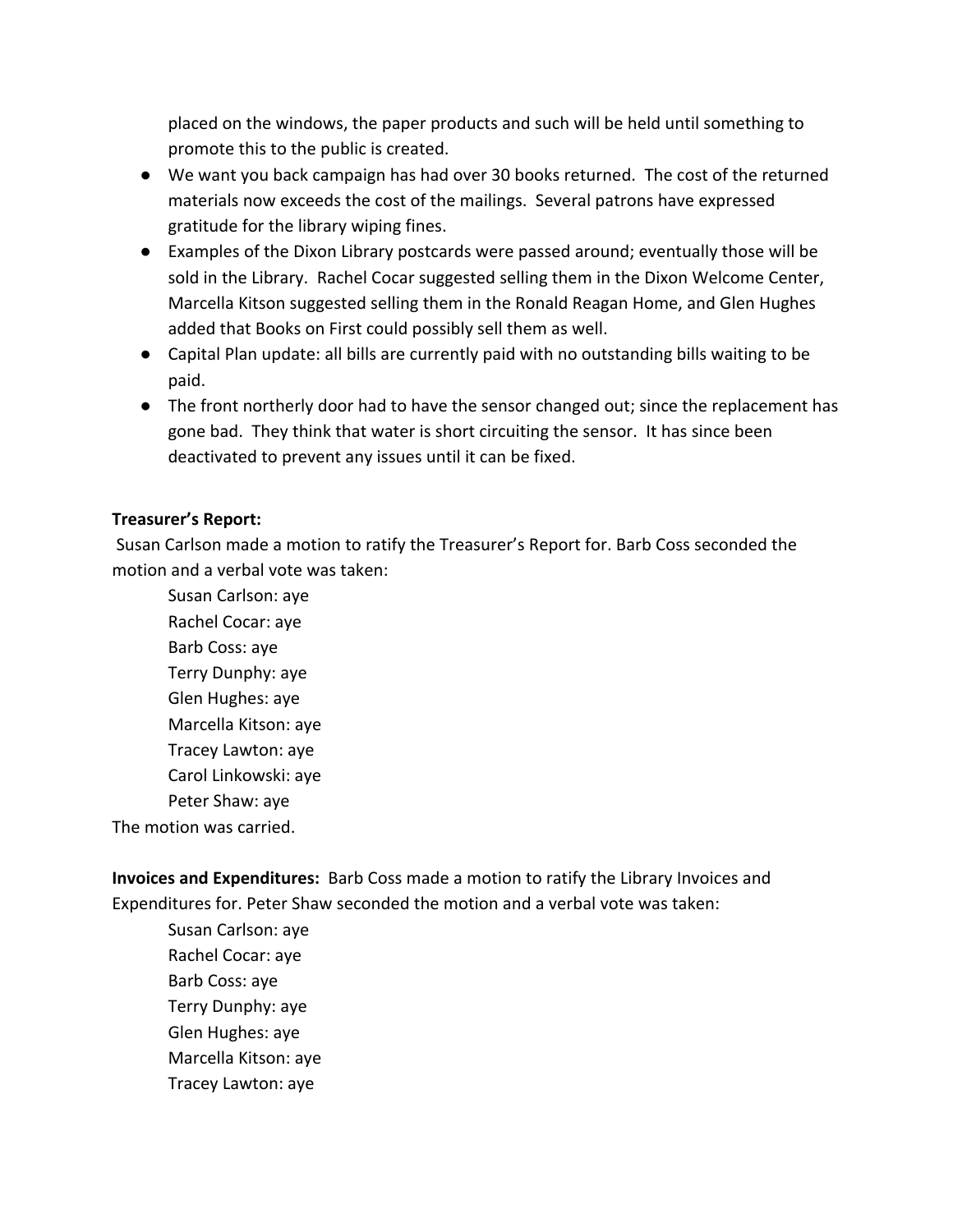placed on the windows, the paper products and such will be held until something to promote this to the public is created.

- We want you back campaign has had over 30 books returned. The cost of the returned materials now exceeds the cost of the mailings. Several patrons have expressed gratitude for the library wiping fines.
- Examples of the Dixon Library postcards were passed around; eventually those will be sold in the Library. Rachel Cocar suggested selling them in the Dixon Welcome Center, Marcella Kitson suggested selling them in the Ronald Reagan Home, and Glen Hughes added that Books on First could possibly sell them as well.
- Capital Plan update: all bills are currently paid with no outstanding bills waiting to be paid.
- The front northerly door had to have the sensor changed out; since the replacement has gone bad. They think that water is short circuiting the sensor. It has since been deactivated to prevent any issues until it can be fixed.

**Treasurer's Report:**

Susan Carlson made a motion to ratify the Treasurer's Report for. Barb Coss seconded the motion and a verbal vote was taken:

Susan Carlson: aye
Rachel Cocar: aye
Barb Coss: aye
Terry Dunphy: aye
Glen Hughes: aye
Marcella Kitson: aye
Tracey Lawton: aye
Carol Linkowski: aye
Peter Shaw: aye

The motion was carried.

**Invoices and Expenditures:** Barb Coss made a motion to ratify the Library Invoices and Expenditures for. Peter Shaw seconded the motion and a verbal vote was taken:

Susan Carlson: aye
Rachel Cocar: aye
Barb Coss: aye
Terry Dunphy: aye
Glen Hughes: aye
Marcella Kitson: aye
Tracey Lawton: aye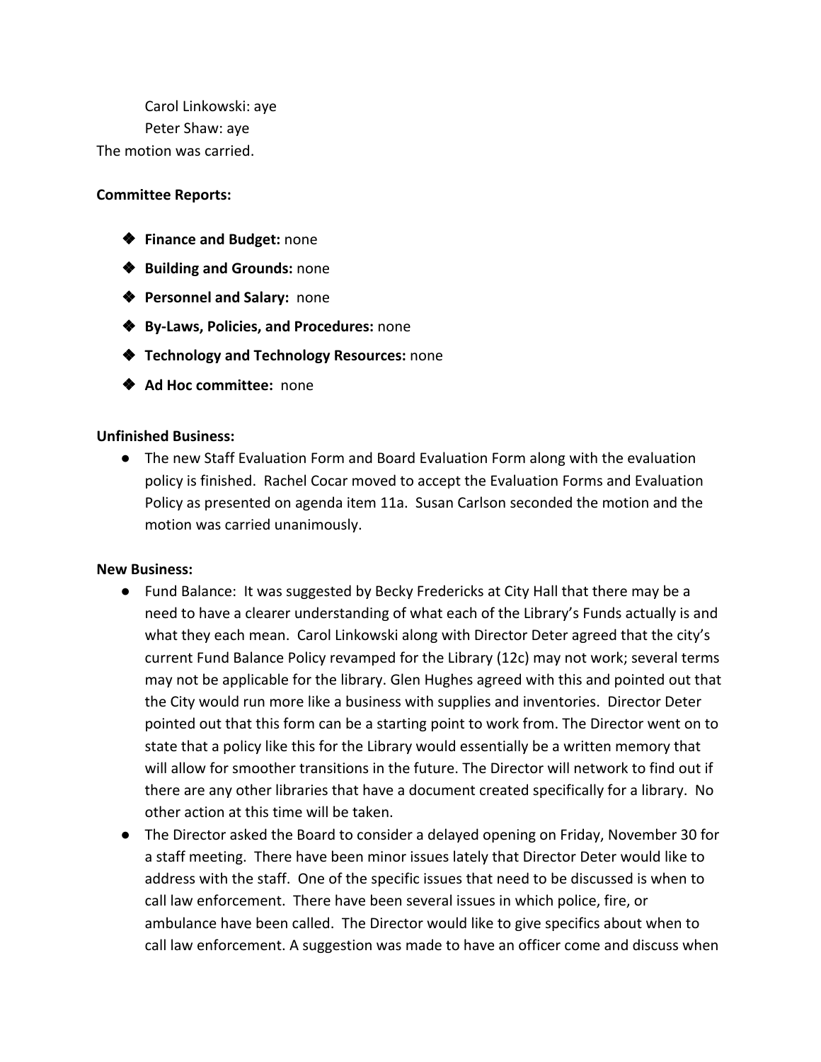Carol Linkowski: aye
Peter Shaw: aye

The motion was carried.

**Committee Reports:**

- **Finance and Budget:** none
- **Building and Grounds:** none
- **Personnel and Salary:** none
- **By-Laws, Policies, and Procedures:** none
- **Technology and Technology Resources:** none
- **Ad Hoc committee:** none

**Unfinished Business:**

- The new Staff Evaluation Form and Board Evaluation Form along with the evaluation policy is finished. Rachel Cocar moved to accept the Evaluation Forms and Evaluation Policy as presented on agenda item 11a. Susan Carlson seconded the motion and the motion was carried unanimously.

**New Business:**

- Fund Balance: It was suggested by Becky Fredericks at City Hall that there may be a need to have a clearer understanding of what each of the Library's Funds actually is and what they each mean. Carol Linkowski along with Director Deter agreed that the city's current Fund Balance Policy revamped for the Library (12c) may not work; several terms may not be applicable for the library. Glen Hughes agreed with this and pointed out that the City would run more like a business with supplies and inventories. Director Deter pointed out that this form can be a starting point to work from. The Director went on to state that a policy like this for the Library would essentially be a written memory that will allow for smoother transitions in the future. The Director will network to find out if there are any other libraries that have a document created specifically for a library. No other action at this time will be taken.
- The Director asked the Board to consider a delayed opening on Friday, November 30 for a staff meeting. There have been minor issues lately that Director Deter would like to address with the staff. One of the specific issues that need to be discussed is when to call law enforcement. There have been several issues in which police, fire, or ambulance have been called. The Director would like to give specifics about when to call law enforcement. A suggestion was made to have an officer come and discuss when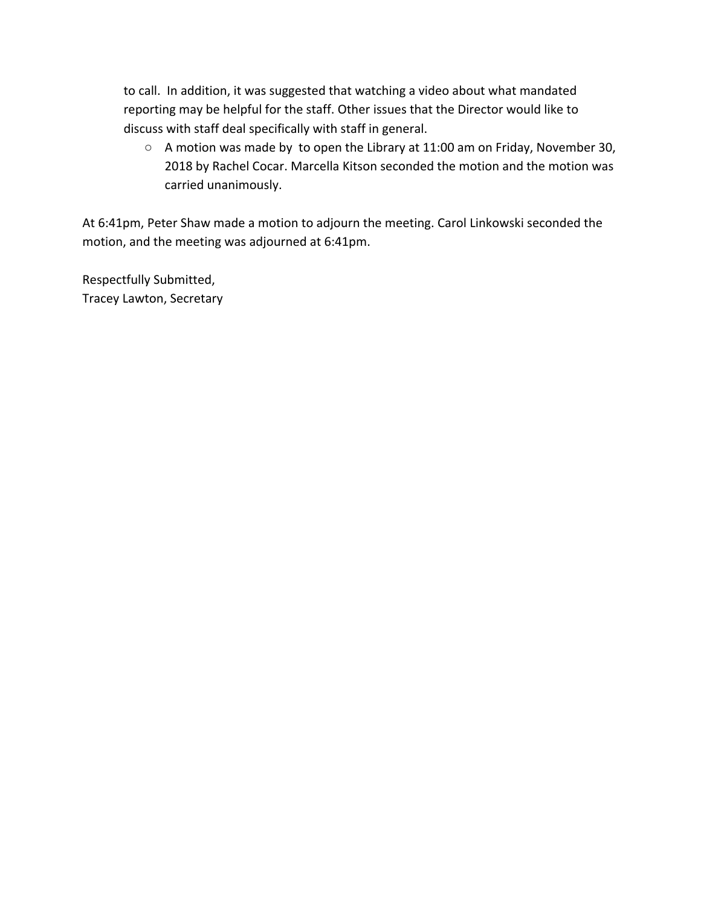to call. In addition, it was suggested that watching a video about what mandated reporting may be helpful for the staff. Other issues that the Director would like to discuss with staff deal specifically with staff in general.

- A motion was made by to open the Library at 11:00 am on Friday, November 30, 2018 by Rachel Cocar. Marcella Kitson seconded the motion and the motion was carried unanimously.

At 6:41pm, Peter Shaw made a motion to adjourn the meeting. Carol Linkowski seconded the motion, and the meeting was adjourned at 6:41pm.

Respectfully Submitted,
Tracey Lawton, Secretary